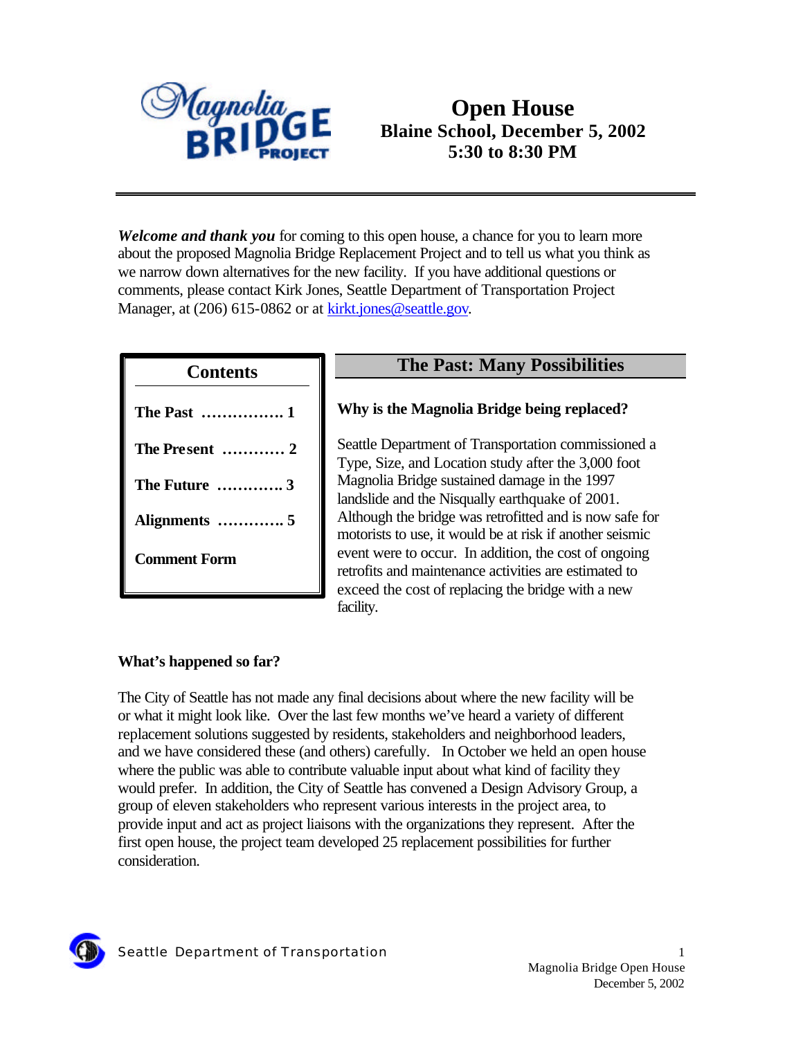# Open House

**Blaine School, December 5, 2002**
**5:30 to 8:30 PM**

***Welcome and thank you*** for coming to this open house, a chance for you to learn more about the proposed Magnolia Bridge Replacement Project and to tell us what you think as we narrow down alternatives for the new facility. If you have additional questions or comments, please contact Kirk Jones, Seattle Department of Transportation Project Manager, at (206) 615-0862 or at kirkt.jones@seattle.gov.

**Contents**

- **The Past ……………. 1**
- **The Present ………… 2**
- **The Future …………. 3**
- **Alignments …………. 5**
- **Comment Form**

## The Past: Many Possibilities

### Why is the Magnolia Bridge being replaced?

Seattle Department of Transportation commissioned a Type, Size, and Location study after the 3,000 foot Magnolia Bridge sustained damage in the 1997 landslide and the Nisqually earthquake of 2001. Although the bridge was retrofitted and is now safe for motorists to use, it would be at risk if another seismic event were to occur. In addition, the cost of ongoing retrofits and maintenance activities are estimated to exceed the cost of replacing the bridge with a new facility.

### What's happened so far?

The City of Seattle has not made any final decisions about where the new facility will be or what it might look like. Over the last few months we've heard a variety of different replacement solutions suggested by residents, stakeholders and neighborhood leaders, and we have considered these (and others) carefully. In October we held an open house where the public was able to contribute valuable input about what kind of facility they would prefer. In addition, the City of Seattle has convened a Design Advisory Group, a group of eleven stakeholders who represent various interests in the project area, to provide input and act as project liaisons with the organizations they represent. After the first open house, the project team developed 25 replacement possibilities for further consideration.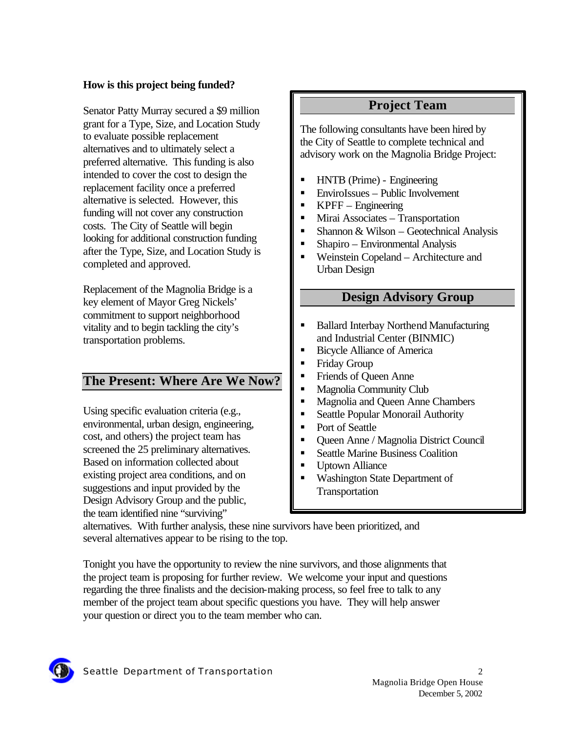**How is this project being funded?**

Senator Patty Murray secured a $9 million grant for a Type, Size, and Location Study to evaluate possible replacement alternatives and to ultimately select a preferred alternative. This funding is also intended to cover the cost to design the replacement facility once a preferred alternative is selected. However, this funding will not cover any construction costs. The City of Seattle will begin looking for additional construction funding after the Type, Size, and Location Study is completed and approved.

Replacement of the Magnolia Bridge is a key element of Mayor Greg Nickels' commitment to support neighborhood vitality and to begin tackling the city's transportation problems.

## Project Team

The following consultants have been hired by the City of Seattle to complete technical and advisory work on the Magnolia Bridge Project:

- HNTB (Prime) - Engineering
- EnviroIssues – Public Involvement
- KPFF – Engineering
- Mirai Associates – Transportation
- Shannon & Wilson – Geotechnical Analysis
- Shapiro – Environmental Analysis
- Weinstein Copeland – Architecture and Urban Design

## Design Advisory Group

- Ballard Interbay Northend Manufacturing and Industrial Center (BINMIC)
- Bicycle Alliance of America
- Friday Group
- Friends of Queen Anne
- Magnolia Community Club
- Magnolia and Queen Anne Chambers
- Seattle Popular Monorail Authority
- Port of Seattle
- Queen Anne / Magnolia District Council
- Seattle Marine Business Coalition
- Uptown Alliance
- Washington State Department of Transportation

## The Present: Where Are We Now?

Using specific evaluation criteria (e.g., environmental, urban design, engineering, cost, and others) the project team has screened the 25 preliminary alternatives. Based on information collected about existing project area conditions, and on suggestions and input provided by the Design Advisory Group and the public, the team identified nine "surviving" alternatives. With further analysis, these nine survivors have been prioritized, and several alternatives appear to be rising to the top.

Tonight you have the opportunity to review the nine survivors, and those alignments that the project team is proposing for further review. We welcome your input and questions regarding the three finalists and the decision-making process, so feel free to talk to any member of the project team about specific questions you have. They will help answer your question or direct you to the team member who can.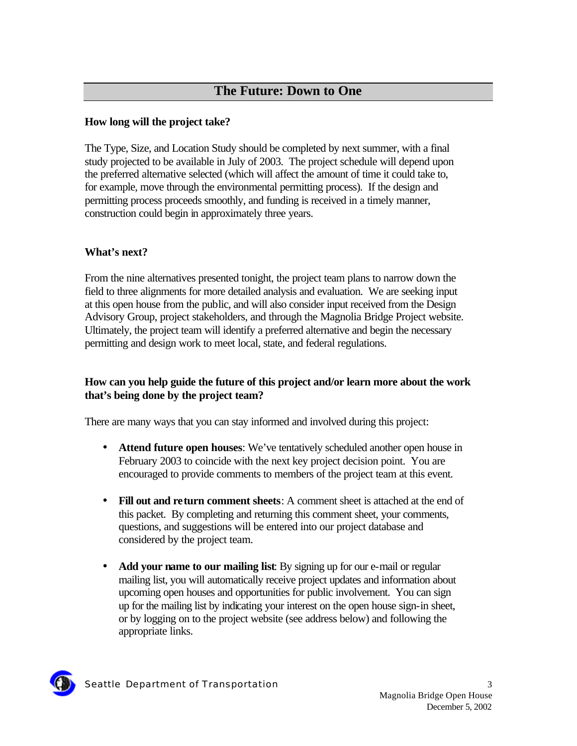## The Future: Down to One

**How long will the project take?**

The Type, Size, and Location Study should be completed by next summer, with a final study projected to be available in July of 2003. The project schedule will depend upon the preferred alternative selected (which will affect the amount of time it could take to, for example, move through the environmental permitting process). If the design and permitting process proceeds smoothly, and funding is received in a timely manner, construction could begin in approximately three years.

**What's next?**

From the nine alternatives presented tonight, the project team plans to narrow down the field to three alignments for more detailed analysis and evaluation. We are seeking input at this open house from the public, and will also consider input received from the Design Advisory Group, project stakeholders, and through the Magnolia Bridge Project website. Ultimately, the project team will identify a preferred alternative and begin the necessary permitting and design work to meet local, state, and federal regulations.

**How can you help guide the future of this project and/or learn more about the work that's being done by the project team?**

There are many ways that you can stay informed and involved during this project:

- **Attend future open houses**: We've tentatively scheduled another open house in February 2003 to coincide with the next key project decision point. You are encouraged to provide comments to members of the project team at this event.
- **Fill out and return comment sheets**: A comment sheet is attached at the end of this packet. By completing and returning this comment sheet, your comments, questions, and suggestions will be entered into our project database and considered by the project team.
- **Add your name to our mailing list**: By signing up for our e-mail or regular mailing list, you will automatically receive project updates and information about upcoming open houses and opportunities for public involvement. You can sign up for the mailing list by indicating your interest on the open house sign-in sheet, or by logging on to the project website (see address below) and following the appropriate links.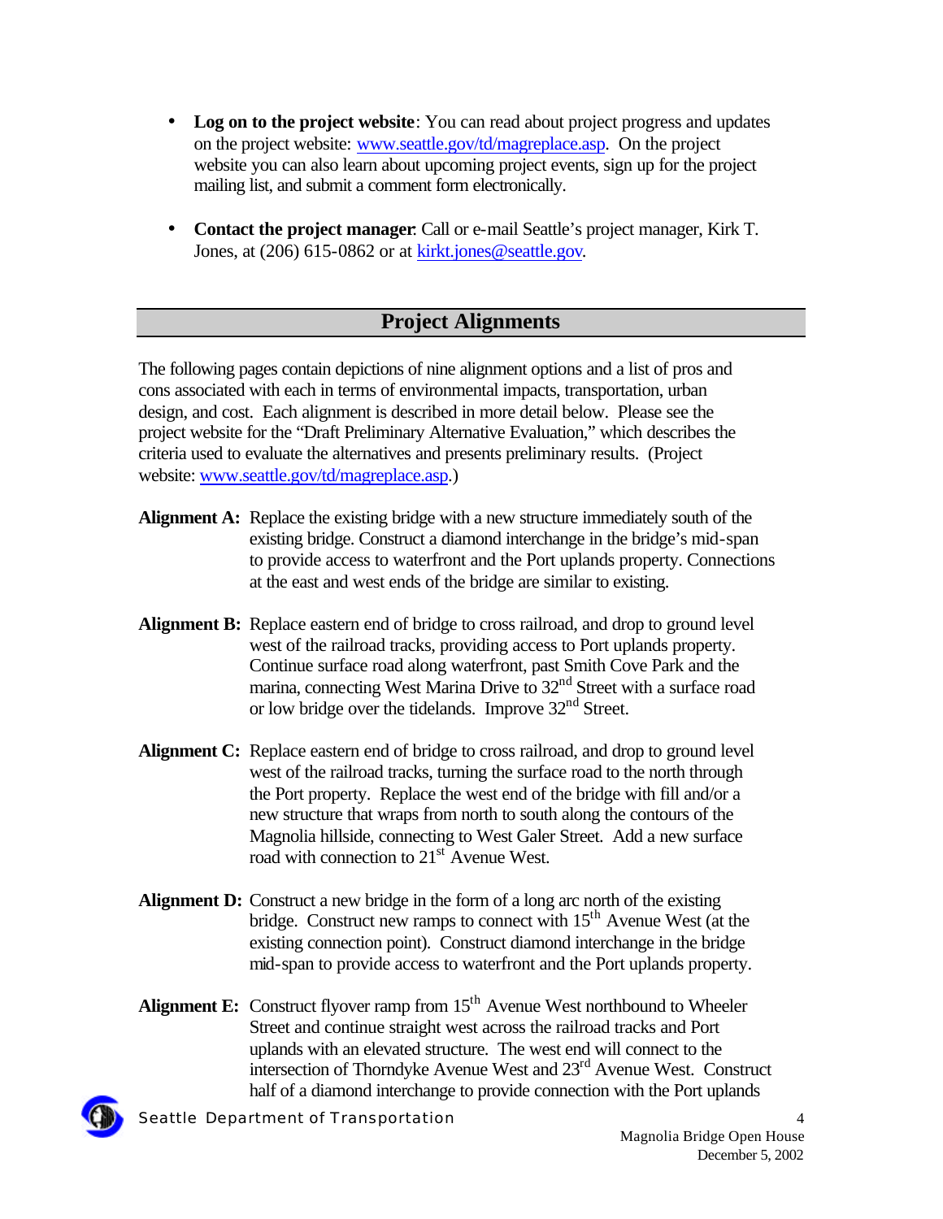- **Log on to the project website**: You can read about project progress and updates on the project website: www.seattle.gov/td/magreplace.asp. On the project website you can also learn about upcoming project events, sign up for the project mailing list, and submit a comment form electronically.

- **Contact the project manager**: Call or e-mail Seattle's project manager, Kirk T. Jones, at (206) 615-0862 or at kirkt.jones@seattle.gov.

## Project Alignments

The following pages contain depictions of nine alignment options and a list of pros and cons associated with each in terms of environmental impacts, transportation, urban design, and cost. Each alignment is described in more detail below. Please see the project website for the "Draft Preliminary Alternative Evaluation," which describes the criteria used to evaluate the alternatives and presents preliminary results. (Project website: www.seattle.gov/td/magreplace.asp.)

**Alignment A:** Replace the existing bridge with a new structure immediately south of the existing bridge. Construct a diamond interchange in the bridge's mid-span to provide access to waterfront and the Port uplands property. Connections at the east and west ends of the bridge are similar to existing.

**Alignment B:** Replace eastern end of bridge to cross railroad, and drop to ground level west of the railroad tracks, providing access to Port uplands property. Continue surface road along waterfront, past Smith Cove Park and the marina, connecting West Marina Drive to 32nd Street with a surface road or low bridge over the tidelands. Improve 32nd Street.

**Alignment C:** Replace eastern end of bridge to cross railroad, and drop to ground level west of the railroad tracks, turning the surface road to the north through the Port property. Replace the west end of the bridge with fill and/or a new structure that wraps from north to south along the contours of the Magnolia hillside, connecting to West Galer Street. Add a new surface road with connection to 21st Avenue West.

**Alignment D:** Construct a new bridge in the form of a long arc north of the existing bridge. Construct new ramps to connect with 15th Avenue West (at the existing connection point). Construct diamond interchange in the bridge mid-span to provide access to waterfront and the Port uplands property.

**Alignment E:** Construct flyover ramp from 15th Avenue West northbound to Wheeler Street and continue straight west across the railroad tracks and Port uplands with an elevated structure. The west end will connect to the intersection of Thorndyke Avenue West and 23rd Avenue West. Construct half of a diamond interchange to provide connection with the Port uplands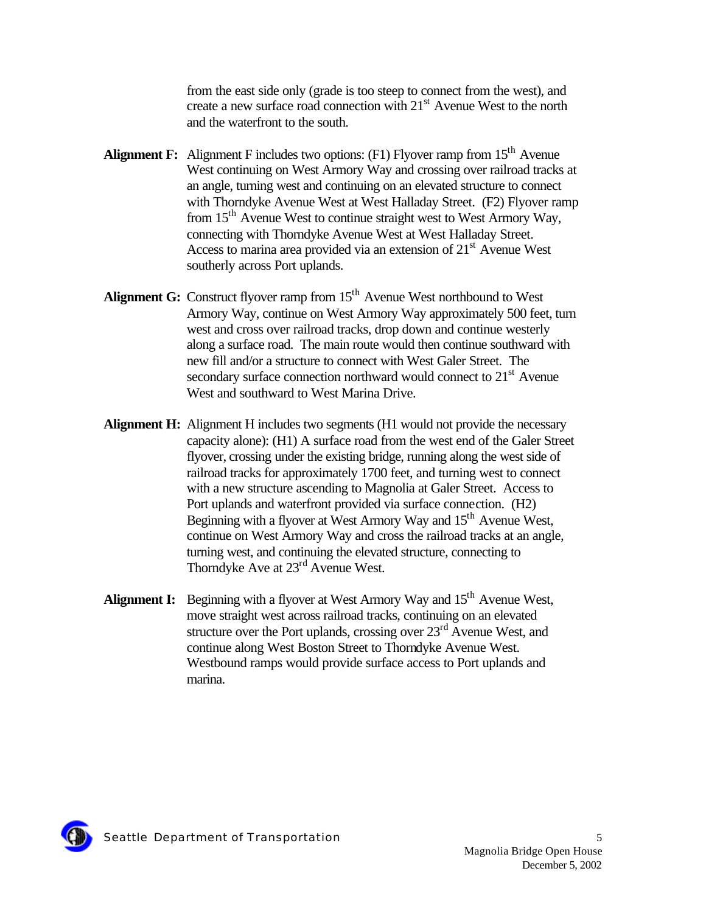from the east side only (grade is too steep to connect from the west), and create a new surface road connection with 21st Avenue West to the north and the waterfront to the south.

**Alignment F:** Alignment F includes two options: (F1) Flyover ramp from 15th Avenue West continuing on West Armory Way and crossing over railroad tracks at an angle, turning west and continuing on an elevated structure to connect with Thorndyke Avenue West at West Halladay Street. (F2) Flyover ramp from 15th Avenue West to continue straight west to West Armory Way, connecting with Thorndyke Avenue West at West Halladay Street. Access to marina area provided via an extension of 21st Avenue West southerly across Port uplands.

**Alignment G:** Construct flyover ramp from 15th Avenue West northbound to West Armory Way, continue on West Armory Way approximately 500 feet, turn west and cross over railroad tracks, drop down and continue westerly along a surface road. The main route would then continue southward with new fill and/or a structure to connect with West Galer Street. The secondary surface connection northward would connect to 21st Avenue West and southward to West Marina Drive.

**Alignment H:** Alignment H includes two segments (H1 would not provide the necessary capacity alone): (H1) A surface road from the west end of the Galer Street flyover, crossing under the existing bridge, running along the west side of railroad tracks for approximately 1700 feet, and turning west to connect with a new structure ascending to Magnolia at Galer Street. Access to Port uplands and waterfront provided via surface connection. (H2) Beginning with a flyover at West Armory Way and 15th Avenue West, continue on West Armory Way and cross the railroad tracks at an angle, turning west, and continuing the elevated structure, connecting to Thorndyke Ave at 23rd Avenue West.

**Alignment I:** Beginning with a flyover at West Armory Way and 15th Avenue West, move straight west across railroad tracks, continuing on an elevated structure over the Port uplands, crossing over 23rd Avenue West, and continue along West Boston Street to Thorndyke Avenue West. Westbound ramps would provide surface access to Port uplands and marina.